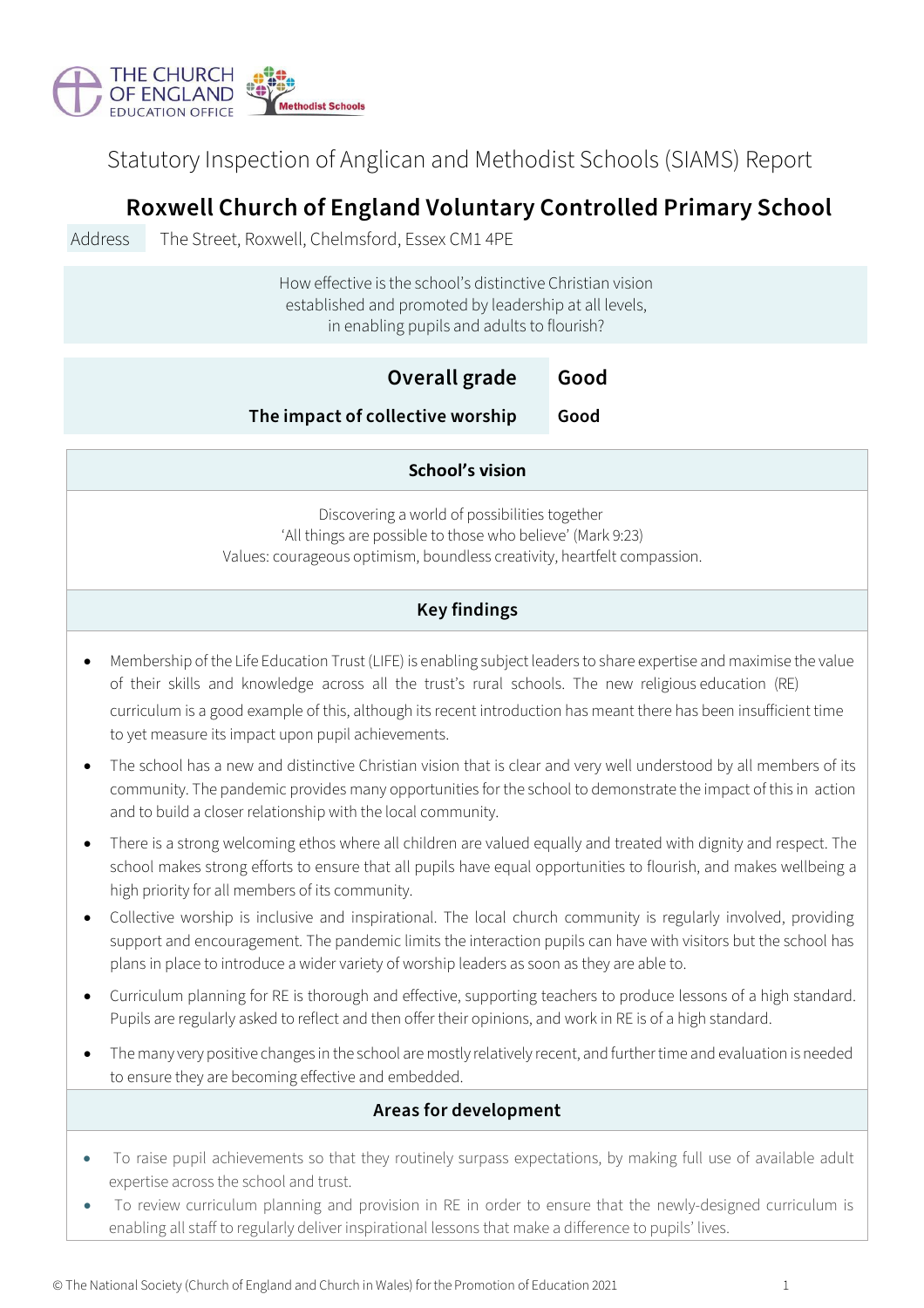THE CHURCH OF ENGLAND EDUCATION OFFICE

Methodist Schools

Statutory Inspection of Anglican and Methodist Schools (SIAMS) Report

# Roxwell Church of England Voluntary Controlled Primary School

| Address | The Street, Roxwell, Chelmsford, Essex CM1 4PE |
|---|---|

How effective is the school's distinctive Christian vision established and promoted by leadership at all levels, in enabling pupils and adults to flourish?

| | |
|---|---|
| **Overall grade** | **Good** |
| **The impact of collective worship** | **Good** |

## School's vision

Discovering a world of possibilities together
'All things are possible to those who believe' (Mark 9:23)
Values: courageous optimism, boundless creativity, heartfelt compassion.

## Key findings

- Membership of the Life Education Trust (LIFE) is enabling subject leaders to share expertise and maximise the value of their skills and knowledge across all the trust's rural schools. The new religious education (RE) curriculum is a good example of this, although its recent introduction has meant there has been insufficient time to yet measure its impact upon pupil achievements.
- The school has a new and distinctive Christian vision that is clear and very well understood by all members of its community. The pandemic provides many opportunities for the school to demonstrate the impact of this in action and to build a closer relationship with the local community.
- There is a strong welcoming ethos where all children are valued equally and treated with dignity and respect. The school makes strong efforts to ensure that all pupils have equal opportunities to flourish, and makes wellbeing a high priority for all members of its community.
- Collective worship is inclusive and inspirational. The local church community is regularly involved, providing support and encouragement. The pandemic limits the interaction pupils can have with visitors but the school has plans in place to introduce a wider variety of worship leaders as soon as they are able to.
- Curriculum planning for RE is thorough and effective, supporting teachers to produce lessons of a high standard. Pupils are regularly asked to reflect and then offer their opinions, and work in RE is of a high standard.
- The many very positive changes in the school are mostly relatively recent, and further time and evaluation is needed to ensure they are becoming effective and embedded.

## Areas for development

- To raise pupil achievements so that they routinely surpass expectations, by making full use of available adult expertise across the school and trust.
- To review curriculum planning and provision in RE in order to ensure that the newly-designed curriculum is enabling all staff to regularly deliver inspirational lessons that make a difference to pupils' lives.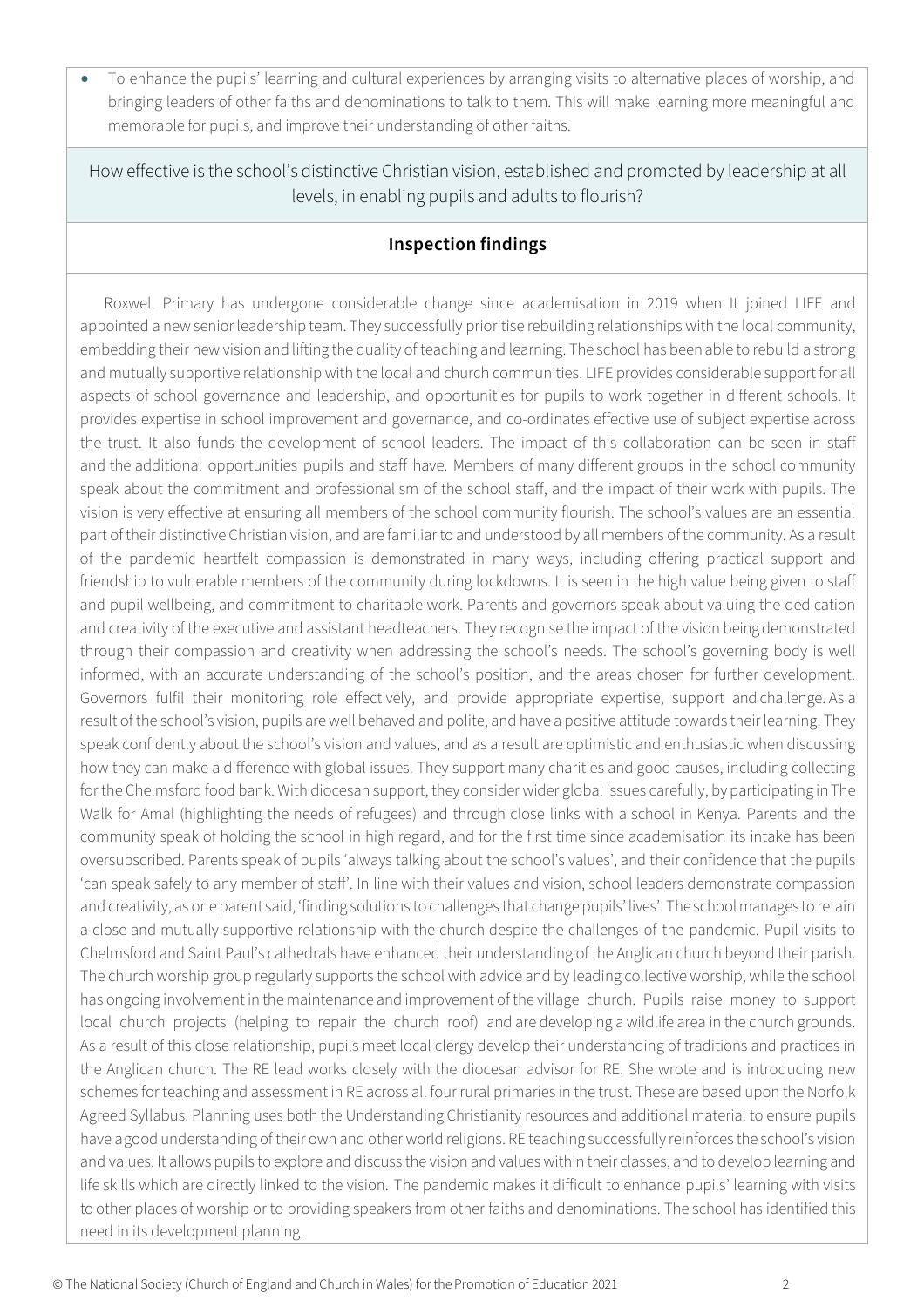- To enhance the pupils' learning and cultural experiences by arranging visits to alternative places of worship, and bringing leaders of other faiths and denominations to talk to them. This will make learning more meaningful and memorable for pupils, and improve their understanding of other faiths.

How effective is the school's distinctive Christian vision, established and promoted by leadership at all levels, in enabling pupils and adults to flourish?

## Inspection findings

Roxwell Primary has undergone considerable change since academisation in 2019 when It joined LIFE and appointed a new senior leadership team. They successfully prioritise rebuilding relationships with the local community, embedding their new vision and lifting the quality of teaching and learning. The school has been able to rebuild a strong and mutually supportive relationship with the local and church communities. LIFE provides considerable support for all aspects of school governance and leadership, and opportunities for pupils to work together in different schools. It provides expertise in school improvement and governance, and co-ordinates effective use of subject expertise across the trust. It also funds the development of school leaders. The impact of this collaboration can be seen in staff and the additional opportunities pupils and staff have. Members of many different groups in the school community speak about the commitment and professionalism of the school staff, and the impact of their work with pupils. The vision is very effective at ensuring all members of the school community flourish. The school's values are an essential part of their distinctive Christian vision, and are familiar to and understood by all members of the community. As a result of the pandemic heartfelt compassion is demonstrated in many ways, including offering practical support and friendship to vulnerable members of the community during lockdowns. It is seen in the high value being given to staff and pupil wellbeing, and commitment to charitable work. Parents and governors speak about valuing the dedication and creativity of the executive and assistant headteachers. They recognise the impact of the vision being demonstrated through their compassion and creativity when addressing the school's needs. The school's governing body is well informed, with an accurate understanding of the school's position, and the areas chosen for further development. Governors fulfil their monitoring role effectively, and provide appropriate expertise, support and challenge. As a result of the school's vision, pupils are well behaved and polite, and have a positive attitude towards their learning. They speak confidently about the school's vision and values, and as a result are optimistic and enthusiastic when discussing how they can make a difference with global issues. They support many charities and good causes, including collecting for the Chelmsford food bank. With diocesan support, they consider wider global issues carefully, by participating in The Walk for Amal (highlighting the needs of refugees) and through close links with a school in Kenya. Parents and the community speak of holding the school in high regard, and for the first time since academisation its intake has been oversubscribed. Parents speak of pupils 'always talking about the school's values', and their confidence that the pupils 'can speak safely to any member of staff'. In line with their values and vision, school leaders demonstrate compassion and creativity, as one parent said, 'finding solutions to challenges that change pupils' lives'. The school manages to retain a close and mutually supportive relationship with the church despite the challenges of the pandemic. Pupil visits to Chelmsford and Saint Paul's cathedrals have enhanced their understanding of the Anglican church beyond their parish. The church worship group regularly supports the school with advice and by leading collective worship, while the school has ongoing involvement in the maintenance and improvement of the village church. Pupils raise money to support local church projects (helping to repair the church roof) and are developing a wildlife area in the church grounds. As a result of this close relationship, pupils meet local clergy develop their understanding of traditions and practices in the Anglican church. The RE lead works closely with the diocesan advisor for RE. She wrote and is introducing new schemes for teaching and assessment in RE across all four rural primaries in the trust. These are based upon the Norfolk Agreed Syllabus. Planning uses both the Understanding Christianity resources and additional material to ensure pupils have a good understanding of their own and other world religions. RE teaching successfully reinforces the school's vision and values. It allows pupils to explore and discuss the vision and values within their classes, and to develop learning and life skills which are directly linked to the vision. The pandemic makes it difficult to enhance pupils' learning with visits to other places of worship or to providing speakers from other faiths and denominations. The school has identified this need in its development planning.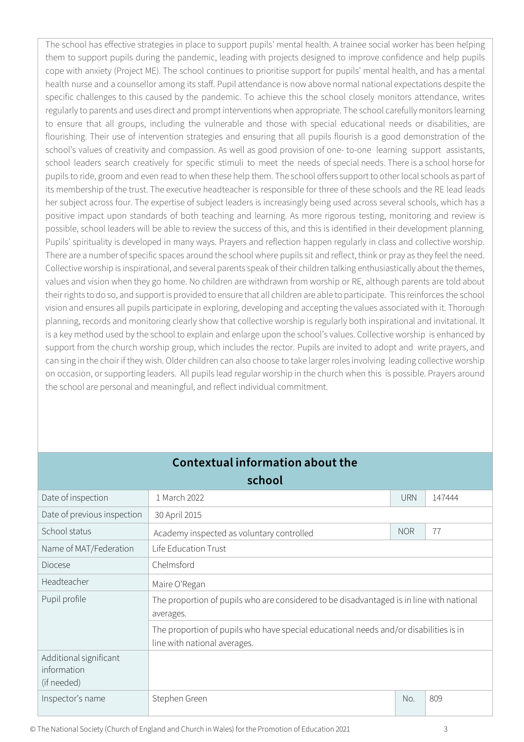The school has effective strategies in place to support pupils' mental health. A trainee social worker has been helping them to support pupils during the pandemic, leading with projects designed to improve confidence and help pupils cope with anxiety (Project ME). The school continues to prioritise support for pupils' mental health, and has a mental health nurse and a counsellor among its staff. Pupil attendance is now above normal national expectations despite the specific challenges to this caused by the pandemic. To achieve this the school closely monitors attendance, writes regularly to parents and uses direct and prompt interventions when appropriate. The school carefully monitors learning to ensure that all groups, including the vulnerable and those with special educational needs or disabilities, are flourishing. Their use of intervention strategies and ensuring that all pupils flourish is a good demonstration of the school's values of creativity and compassion. As well as good provision of one- to-one learning support assistants, school leaders search creatively for specific stimuli to meet the needs of special needs. There is a school horse for pupils to ride, groom and even read to when these help them. The school offers support to other local schools as part of its membership of the trust. The executive headteacher is responsible for three of these schools and the RE lead leads her subject across four. The expertise of subject leaders is increasingly being used across several schools, which has a positive impact upon standards of both teaching and learning. As more rigorous testing, monitoring and review is possible, school leaders will be able to review the success of this, and this is identified in their development planning. Pupils' spirituality is developed in many ways. Prayers and reflection happen regularly in class and collective worship. There are a number of specific spaces around the school where pupils sit and reflect, think or pray as they feel the need. Collective worship is inspirational, and several parents speak of their children talking enthusiastically about the themes, values and vision when they go home. No children are withdrawn from worship or RE, although parents are told about their rights to do so, and support is provided to ensure that all children are able to participate. This reinforces the school vision and ensures all pupils participate in exploring, developing and accepting the values associated with it. Thorough planning, records and monitoring clearly show that collective worship is regularly both inspirational and invitational. It is a key method used by the school to explain and enlarge upon the school's values. Collective worship is enhanced by support from the church worship group, which includes the rector. Pupils are invited to adopt and write prayers, and can sing in the choir if they wish. Older children can also choose to take larger roles involving leading collective worship on occasion, or supporting leaders. All pupils lead regular worship in the church when this is possible. Prayers around the school are personal and meaningful, and reflect individual commitment.

## Contextual information about the school

| | | | |
|---|---|---|---|
| Date of inspection | 1 March 2022 | URN | 147444 |
| Date of previous inspection | 30 April 2015 | | |
| School status | Academy inspected as voluntary controlled | NOR | 77 |
| Name of MAT/Federation | Life Education Trust | | |
| Diocese | Chelmsford | | |
| Headteacher | Maire O'Regan | | |
| Pupil profile | The proportion of pupils who are considered to be disadvantaged is in line with national averages. | | |
| | The proportion of pupils who have special educational needs and/or disabilities is in line with national averages. | | |
| Additional significant information (if needed) | | | |
| Inspector's name | Stephen Green | No. | 809 |

© The National Society (Church of England and Church in Wales) for the Promotion of Education 2021